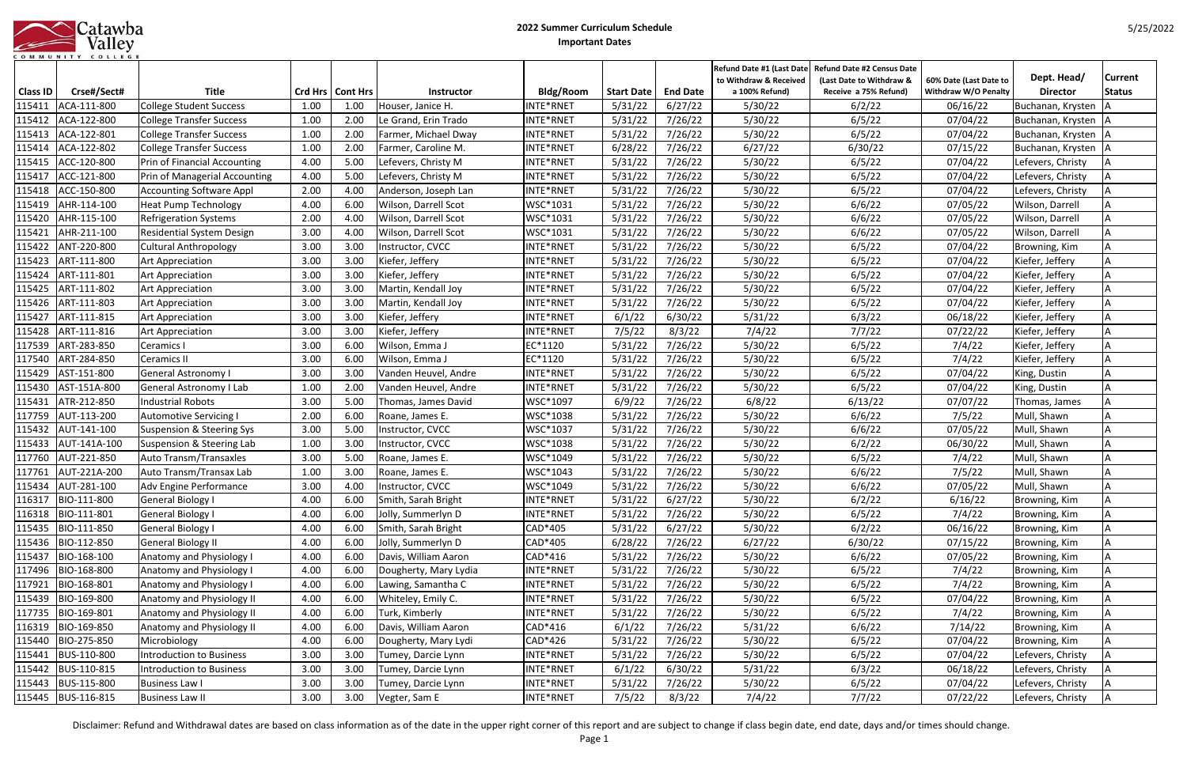# 2022 Summer Curriculum Schedule

## Important Dates

| Class ID | Crse#/Sect# | Title | Crd Hrs | Cont Hrs | Instructor | Bldg/Room | Start Date | End Date | Refund Date #1 (Last Date to Withdraw & Received a 100% Refund) | Refund Date #2 Census Date (Last Date to Withdraw & Receive a 75% Refund) | 60% Date (Last Date to Withdraw W/O Penalty | Dept. Head/ Director | Current Status |
|---|---|---|---|---|---|---|---|---|---|---|---|---|---|
| 115411 | ACA-111-800 | College Student Success | 1.00 | 1.00 | Houser, Janice H. | INTE*RNET | 5/31/22 | 6/27/22 | 5/30/22 | 6/2/22 | 06/16/22 | Buchanan, Krysten | A |
| 115412 | ACA-122-800 | College Transfer Success | 1.00 | 2.00 | Le Grand, Erin Trado | INTE*RNET | 5/31/22 | 7/26/22 | 5/30/22 | 6/5/22 | 07/04/22 | Buchanan, Krysten | A |
| 115413 | ACA-122-801 | College Transfer Success | 1.00 | 2.00 | Farmer, Michael Dway | INTE*RNET | 5/31/22 | 7/26/22 | 5/30/22 | 6/5/22 | 07/04/22 | Buchanan, Krysten | A |
| 115414 | ACA-122-802 | College Transfer Success | 1.00 | 2.00 | Farmer, Caroline M. | INTE*RNET | 6/28/22 | 7/26/22 | 6/27/22 | 6/30/22 | 07/15/22 | Buchanan, Krysten | A |
| 115415 | ACC-120-800 | Prin of Financial Accounting | 4.00 | 5.00 | Lefevers, Christy M | INTE*RNET | 5/31/22 | 7/26/22 | 5/30/22 | 6/5/22 | 07/04/22 | Lefevers, Christy | A |
| 115417 | ACC-121-800 | Prin of Managerial Accounting | 4.00 | 5.00 | Lefevers, Christy M | INTE*RNET | 5/31/22 | 7/26/22 | 5/30/22 | 6/5/22 | 07/04/22 | Lefevers, Christy | A |
| 115418 | ACC-150-800 | Accounting Software Appl | 2.00 | 4.00 | Anderson, Joseph Lan | INTE*RNET | 5/31/22 | 7/26/22 | 5/30/22 | 6/5/22 | 07/04/22 | Lefevers, Christy | A |
| 115419 | AHR-114-100 | Heat Pump Technology | 4.00 | 6.00 | Wilson, Darrell Scot | WSC*1031 | 5/31/22 | 7/26/22 | 5/30/22 | 6/6/22 | 07/05/22 | Wilson, Darrell | A |
| 115420 | AHR-115-100 | Refrigeration Systems | 2.00 | 4.00 | Wilson, Darrell Scot | WSC*1031 | 5/31/22 | 7/26/22 | 5/30/22 | 6/6/22 | 07/05/22 | Wilson, Darrell | A |
| 115421 | AHR-211-100 | Residential System Design | 3.00 | 4.00 | Wilson, Darrell Scot | WSC*1031 | 5/31/22 | 7/26/22 | 5/30/22 | 6/6/22 | 07/05/22 | Wilson, Darrell | A |
| 115422 | ANT-220-800 | Cultural Anthropology | 3.00 | 3.00 | Instructor, CVCC | INTE*RNET | 5/31/22 | 7/26/22 | 5/30/22 | 6/5/22 | 07/04/22 | Browning, Kim | A |
| 115423 | ART-111-800 | Art Appreciation | 3.00 | 3.00 | Kiefer, Jeffery | INTE*RNET | 5/31/22 | 7/26/22 | 5/30/22 | 6/5/22 | 07/04/22 | Kiefer, Jeffery | A |
| 115424 | ART-111-801 | Art Appreciation | 3.00 | 3.00 | Kiefer, Jeffery | INTE*RNET | 5/31/22 | 7/26/22 | 5/30/22 | 6/5/22 | 07/04/22 | Kiefer, Jeffery | A |
| 115425 | ART-111-802 | Art Appreciation | 3.00 | 3.00 | Martin, Kendall Joy | INTE*RNET | 5/31/22 | 7/26/22 | 5/30/22 | 6/5/22 | 07/04/22 | Kiefer, Jeffery | A |
| 115426 | ART-111-803 | Art Appreciation | 3.00 | 3.00 | Martin, Kendall Joy | INTE*RNET | 5/31/22 | 7/26/22 | 5/30/22 | 6/5/22 | 07/04/22 | Kiefer, Jeffery | A |
| 115427 | ART-111-815 | Art Appreciation | 3.00 | 3.00 | Kiefer, Jeffery | INTE*RNET | 6/1/22 | 6/30/22 | 5/31/22 | 6/3/22 | 06/18/22 | Kiefer, Jeffery | A |
| 115428 | ART-111-816 | Art Appreciation | 3.00 | 3.00 | Kiefer, Jeffery | INTE*RNET | 7/5/22 | 8/3/22 | 7/4/22 | 7/7/22 | 07/22/22 | Kiefer, Jeffery | A |
| 117539 | ART-283-850 | Ceramics I | 3.00 | 6.00 | Wilson, Emma J | EC*1120 | 5/31/22 | 7/26/22 | 5/30/22 | 6/5/22 | 7/4/22 | Kiefer, Jeffery | A |
| 117540 | ART-284-850 | Ceramics II | 3.00 | 6.00 | Wilson, Emma J | EC*1120 | 5/31/22 | 7/26/22 | 5/30/22 | 6/5/22 | 7/4/22 | Kiefer, Jeffery | A |
| 115429 | AST-151-800 | General Astronomy I | 3.00 | 3.00 | Vanden Heuvel, Andre | INTE*RNET | 5/31/22 | 7/26/22 | 5/30/22 | 6/5/22 | 07/04/22 | King, Dustin | A |
| 115430 | AST-151A-800 | General Astronomy I Lab | 1.00 | 2.00 | Vanden Heuvel, Andre | INTE*RNET | 5/31/22 | 7/26/22 | 5/30/22 | 6/5/22 | 07/04/22 | King, Dustin | A |
| 115431 | ATR-212-850 | Industrial Robots | 3.00 | 5.00 | Thomas, James David | WSC*1097 | 6/9/22 | 7/26/22 | 6/8/22 | 6/13/22 | 07/07/22 | Thomas, James | A |
| 117759 | AUT-113-200 | Automotive Servicing I | 2.00 | 6.00 | Roane, James E. | WSC*1038 | 5/31/22 | 7/26/22 | 5/30/22 | 6/6/22 | 7/5/22 | Mull, Shawn | A |
| 115432 | AUT-141-100 | Suspension & Steering Sys | 3.00 | 5.00 | Instructor, CVCC | WSC*1037 | 5/31/22 | 7/26/22 | 5/30/22 | 6/6/22 | 07/05/22 | Mull, Shawn | A |
| 115433 | AUT-141A-100 | Suspension & Steering Lab | 1.00 | 3.00 | Instructor, CVCC | WSC*1038 | 5/31/22 | 7/26/22 | 5/30/22 | 6/2/22 | 06/30/22 | Mull, Shawn | A |
| 117760 | AUT-221-850 | Auto Transm/Transaxles | 3.00 | 5.00 | Roane, James E. | WSC*1049 | 5/31/22 | 7/26/22 | 5/30/22 | 6/5/22 | 7/4/22 | Mull, Shawn | A |
| 117761 | AUT-221A-200 | Auto Transm/Transax Lab | 1.00 | 3.00 | Roane, James E. | WSC*1043 | 5/31/22 | 7/26/22 | 5/30/22 | 6/6/22 | 7/5/22 | Mull, Shawn | A |
| 115434 | AUT-281-100 | Adv Engine Performance | 3.00 | 4.00 | Instructor, CVCC | WSC*1049 | 5/31/22 | 7/26/22 | 5/30/22 | 6/6/22 | 07/05/22 | Mull, Shawn | A |
| 116317 | BIO-111-800 | General Biology I | 4.00 | 6.00 | Smith, Sarah Bright | INTE*RNET | 5/31/22 | 6/27/22 | 5/30/22 | 6/2/22 | 6/16/22 | Browning, Kim | A |
| 116318 | BIO-111-801 | General Biology I | 4.00 | 6.00 | Jolly, Summerlyn D | INTE*RNET | 5/31/22 | 7/26/22 | 5/30/22 | 6/5/22 | 7/4/22 | Browning, Kim | A |
| 115435 | BIO-111-850 | General Biology I | 4.00 | 6.00 | Smith, Sarah Bright | CAD*405 | 5/31/22 | 6/27/22 | 5/30/22 | 6/2/22 | 06/16/22 | Browning, Kim | A |
| 115436 | BIO-112-850 | General Biology II | 4.00 | 6.00 | Jolly, Summerlyn D | CAD*405 | 6/28/22 | 7/26/22 | 6/27/22 | 6/30/22 | 07/15/22 | Browning, Kim | A |
| 115437 | BIO-168-100 | Anatomy and Physiology I | 4.00 | 6.00 | Davis, William Aaron | CAD*416 | 5/31/22 | 7/26/22 | 5/30/22 | 6/6/22 | 07/05/22 | Browning, Kim | A |
| 117496 | BIO-168-800 | Anatomy and Physiology I | 4.00 | 6.00 | Dougherty, Mary Lydia | INTE*RNET | 5/31/22 | 7/26/22 | 5/30/22 | 6/5/22 | 7/4/22 | Browning, Kim | A |
| 117921 | BIO-168-801 | Anatomy and Physiology I | 4.00 | 6.00 | Lawing, Samantha C | INTE*RNET | 5/31/22 | 7/26/22 | 5/30/22 | 6/5/22 | 7/4/22 | Browning, Kim | A |
| 115439 | BIO-169-800 | Anatomy and Physiology II | 4.00 | 6.00 | Whiteley, Emily C. | INTE*RNET | 5/31/22 | 7/26/22 | 5/30/22 | 6/5/22 | 07/04/22 | Browning, Kim | A |
| 117735 | BIO-169-801 | Anatomy and Physiology II | 4.00 | 6.00 | Turk, Kimberly | INTE*RNET | 5/31/22 | 7/26/22 | 5/30/22 | 6/5/22 | 7/4/22 | Browning, Kim | A |
| 116319 | BIO-169-850 | Anatomy and Physiology II | 4.00 | 6.00 | Davis, William Aaron | CAD*416 | 6/1/22 | 7/26/22 | 5/31/22 | 6/6/22 | 7/14/22 | Browning, Kim | A |
| 115440 | BIO-275-850 | Microbiology | 4.00 | 6.00 | Dougherty, Mary Lydi | CAD*426 | 5/31/22 | 7/26/22 | 5/30/22 | 6/5/22 | 07/04/22 | Browning, Kim | A |
| 115441 | BUS-110-800 | Introduction to Business | 3.00 | 3.00 | Tumey, Darcie Lynn | INTE*RNET | 5/31/22 | 7/26/22 | 5/30/22 | 6/5/22 | 07/04/22 | Lefevers, Christy | A |
| 115442 | BUS-110-815 | Introduction to Business | 3.00 | 3.00 | Tumey, Darcie Lynn | INTE*RNET | 6/1/22 | 6/30/22 | 5/31/22 | 6/3/22 | 06/18/22 | Lefevers, Christy | A |
| 115443 | BUS-115-800 | Business Law I | 3.00 | 3.00 | Tumey, Darcie Lynn | INTE*RNET | 5/31/22 | 7/26/22 | 5/30/22 | 6/5/22 | 07/04/22 | Lefevers, Christy | A |
| 115445 | BUS-116-815 | Business Law II | 3.00 | 3.00 | Vegter, Sam E | INTE*RNET | 7/5/22 | 8/3/22 | 7/4/22 | 7/7/22 | 07/22/22 | Lefevers, Christy | A |

Disclaimer: Refund and Withdrawal dates are based on class information as of the date in the upper right corner of this report and are subject to change if class begin date, end date, days and/or times should change.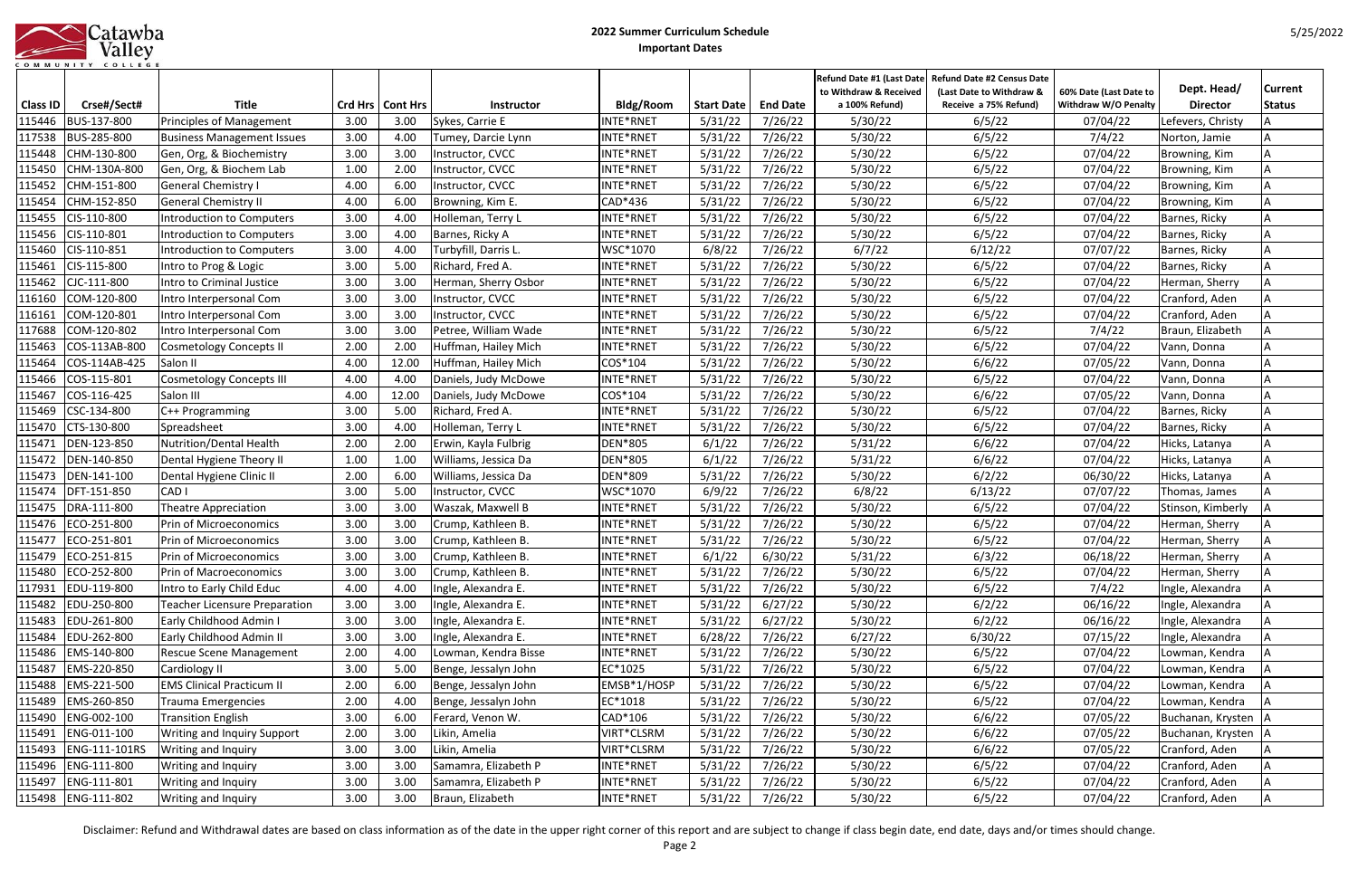# 2022 Summer Curriculum Schedule

## Important Dates

| Class ID | Crse#/Sect# | Title | Crd Hrs | Cont Hrs | Instructor | Bldg/Room | Start Date | End Date | Refund Date #1 (Last Date to Withdraw & Received a 100% Refund) | Refund Date #2 Census Date (Last Date to Withdraw & Receive a 75% Refund) | 60% Date (Last Date to Withdraw W/O Penalty | Dept. Head/ Director | Current Status |
|---|---|---|---|---|---|---|---|---|---|---|---|---|---|
| 115446 | BUS-137-800 | Principles of Management | 3.00 | 3.00 | Sykes, Carrie E | INTE*RNET | 5/31/22 | 7/26/22 | 5/30/22 | 6/5/22 | 07/04/22 | Lefevers, Christy | A |
| 117538 | BUS-285-800 | Business Management Issues | 3.00 | 4.00 | Tumey, Darcie Lynn | INTE*RNET | 5/31/22 | 7/26/22 | 5/30/22 | 6/5/22 | 7/4/22 | Norton, Jamie | A |
| 115448 | CHM-130-800 | Gen, Org, & Biochemistry | 3.00 | 3.00 | Instructor, CVCC | INTE*RNET | 5/31/22 | 7/26/22 | 5/30/22 | 6/5/22 | 07/04/22 | Browning, Kim | A |
| 115450 | CHM-130A-800 | Gen, Org, & Biochem Lab | 1.00 | 2.00 | Instructor, CVCC | INTE*RNET | 5/31/22 | 7/26/22 | 5/30/22 | 6/5/22 | 07/04/22 | Browning, Kim | A |
| 115452 | CHM-151-800 | General Chemistry I | 4.00 | 6.00 | Instructor, CVCC | INTE*RNET | 5/31/22 | 7/26/22 | 5/30/22 | 6/5/22 | 07/04/22 | Browning, Kim | A |
| 115454 | CHM-152-850 | General Chemistry II | 4.00 | 6.00 | Browning, Kim E. | CAD*436 | 5/31/22 | 7/26/22 | 5/30/22 | 6/5/22 | 07/04/22 | Browning, Kim | A |
| 115455 | CIS-110-800 | Introduction to Computers | 3.00 | 4.00 | Holleman, Terry L | INTE*RNET | 5/31/22 | 7/26/22 | 5/30/22 | 6/5/22 | 07/04/22 | Barnes, Ricky | A |
| 115456 | CIS-110-801 | Introduction to Computers | 3.00 | 4.00 | Barnes, Ricky A | INTE*RNET | 5/31/22 | 7/26/22 | 5/30/22 | 6/5/22 | 07/04/22 | Barnes, Ricky | A |
| 115460 | CIS-110-851 | Introduction to Computers | 3.00 | 4.00 | Turbyfill, Darris L. | WSC*1070 | 6/8/22 | 7/26/22 | 6/7/22 | 6/12/22 | 07/07/22 | Barnes, Ricky | A |
| 115461 | CIS-115-800 | Intro to Prog & Logic | 3.00 | 5.00 | Richard, Fred A. | INTE*RNET | 5/31/22 | 7/26/22 | 5/30/22 | 6/5/22 | 07/04/22 | Barnes, Ricky | A |
| 115462 | CJC-111-800 | Intro to Criminal Justice | 3.00 | 3.00 | Herman, Sherry Osbor | INTE*RNET | 5/31/22 | 7/26/22 | 5/30/22 | 6/5/22 | 07/04/22 | Herman, Sherry | A |
| 116160 | COM-120-800 | Intro Interpersonal Com | 3.00 | 3.00 | Instructor, CVCC | INTE*RNET | 5/31/22 | 7/26/22 | 5/30/22 | 6/5/22 | 07/04/22 | Cranford, Aden | A |
| 116161 | COM-120-801 | Intro Interpersonal Com | 3.00 | 3.00 | Instructor, CVCC | INTE*RNET | 5/31/22 | 7/26/22 | 5/30/22 | 6/5/22 | 07/04/22 | Cranford, Aden | A |
| 117688 | COM-120-802 | Intro Interpersonal Com | 3.00 | 3.00 | Petree, William Wade | INTE*RNET | 5/31/22 | 7/26/22 | 5/30/22 | 6/5/22 | 7/4/22 | Braun, Elizabeth | A |
| 115463 | COS-113AB-800 | Cosmetology Concepts II | 2.00 | 2.00 | Huffman, Hailey Mich | INTE*RNET | 5/31/22 | 7/26/22 | 5/30/22 | 6/5/22 | 07/04/22 | Vann, Donna | A |
| 115464 | COS-114AB-425 | Salon II | 4.00 | 12.00 | Huffman, Hailey Mich | COS*104 | 5/31/22 | 7/26/22 | 5/30/22 | 6/6/22 | 07/05/22 | Vann, Donna | A |
| 115466 | COS-115-801 | Cosmetology Concepts III | 4.00 | 4.00 | Daniels, Judy McDowe | INTE*RNET | 5/31/22 | 7/26/22 | 5/30/22 | 6/5/22 | 07/04/22 | Vann, Donna | A |
| 115467 | COS-116-425 | Salon III | 4.00 | 12.00 | Daniels, Judy McDowe | COS*104 | 5/31/22 | 7/26/22 | 5/30/22 | 6/6/22 | 07/05/22 | Vann, Donna | A |
| 115469 | CSC-134-800 | C++ Programming | 3.00 | 5.00 | Richard, Fred A. | INTE*RNET | 5/31/22 | 7/26/22 | 5/30/22 | 6/5/22 | 07/04/22 | Barnes, Ricky | A |
| 115470 | CTS-130-800 | Spreadsheet | 3.00 | 4.00 | Holleman, Terry L | INTE*RNET | 5/31/22 | 7/26/22 | 5/30/22 | 6/5/22 | 07/04/22 | Barnes, Ricky | A |
| 115471 | DEN-123-850 | Nutrition/Dental Health | 2.00 | 2.00 | Erwin, Kayla Fulbrig | DEN*805 | 6/1/22 | 7/26/22 | 5/31/22 | 6/6/22 | 07/04/22 | Hicks, Latanya | A |
| 115472 | DEN-140-850 | Dental Hygiene Theory II | 1.00 | 1.00 | Williams, Jessica Da | DEN*805 | 6/1/22 | 7/26/22 | 5/31/22 | 6/6/22 | 07/04/22 | Hicks, Latanya | A |
| 115473 | DEN-141-100 | Dental Hygiene Clinic II | 2.00 | 6.00 | Williams, Jessica Da | DEN*809 | 5/31/22 | 7/26/22 | 5/30/22 | 6/2/22 | 06/30/22 | Hicks, Latanya | A |
| 115474 | DFT-151-850 | CAD I | 3.00 | 5.00 | Instructor, CVCC | WSC*1070 | 6/9/22 | 7/26/22 | 6/8/22 | 6/13/22 | 07/07/22 | Thomas, James | A |
| 115475 | DRA-111-800 | Theatre Appreciation | 3.00 | 3.00 | Waszak, Maxwell B | INTE*RNET | 5/31/22 | 7/26/22 | 5/30/22 | 6/5/22 | 07/04/22 | Stinson, Kimberly | A |
| 115476 | ECO-251-800 | Prin of Microeconomics | 3.00 | 3.00 | Crump, Kathleen B. | INTE*RNET | 5/31/22 | 7/26/22 | 5/30/22 | 6/5/22 | 07/04/22 | Herman, Sherry | A |
| 115477 | ECO-251-801 | Prin of Microeconomics | 3.00 | 3.00 | Crump, Kathleen B. | INTE*RNET | 5/31/22 | 7/26/22 | 5/30/22 | 6/5/22 | 07/04/22 | Herman, Sherry | A |
| 115479 | ECO-251-815 | Prin of Microeconomics | 3.00 | 3.00 | Crump, Kathleen B. | INTE*RNET | 6/1/22 | 6/30/22 | 5/31/22 | 6/3/22 | 06/18/22 | Herman, Sherry | A |
| 115480 | ECO-252-800 | Prin of Macroeconomics | 3.00 | 3.00 | Crump, Kathleen B. | INTE*RNET | 5/31/22 | 7/26/22 | 5/30/22 | 6/5/22 | 07/04/22 | Herman, Sherry | A |
| 117931 | EDU-119-800 | Intro to Early Child Educ | 4.00 | 4.00 | Ingle, Alexandra E. | INTE*RNET | 5/31/22 | 7/26/22 | 5/30/22 | 6/5/22 | 7/4/22 | Ingle, Alexandra | A |
| 115482 | EDU-250-800 | Teacher Licensure Preparation | 3.00 | 3.00 | Ingle, Alexandra E. | INTE*RNET | 5/31/22 | 6/27/22 | 5/30/22 | 6/2/22 | 06/16/22 | Ingle, Alexandra | A |
| 115483 | EDU-261-800 | Early Childhood Admin I | 3.00 | 3.00 | Ingle, Alexandra E. | INTE*RNET | 5/31/22 | 6/27/22 | 5/30/22 | 6/2/22 | 06/16/22 | Ingle, Alexandra | A |
| 115484 | EDU-262-800 | Early Childhood Admin II | 3.00 | 3.00 | Ingle, Alexandra E. | INTE*RNET | 6/28/22 | 7/26/22 | 6/27/22 | 6/30/22 | 07/15/22 | Ingle, Alexandra | A |
| 115486 | EMS-140-800 | Rescue Scene Management | 2.00 | 4.00 | Lowman, Kendra Bisse | INTE*RNET | 5/31/22 | 7/26/22 | 5/30/22 | 6/5/22 | 07/04/22 | Lowman, Kendra | A |
| 115487 | EMS-220-850 | Cardiology II | 3.00 | 5.00 | Benge, Jessalyn John | EC*1025 | 5/31/22 | 7/26/22 | 5/30/22 | 6/5/22 | 07/04/22 | Lowman, Kendra | A |
| 115488 | EMS-221-500 | EMS Clinical Practicum II | 2.00 | 6.00 | Benge, Jessalyn John | EMSB*1/HOSP | 5/31/22 | 7/26/22 | 5/30/22 | 6/5/22 | 07/04/22 | Lowman, Kendra | A |
| 115489 | EMS-260-850 | Trauma Emergencies | 2.00 | 4.00 | Benge, Jessalyn John | EC*1018 | 5/31/22 | 7/26/22 | 5/30/22 | 6/5/22 | 07/04/22 | Lowman, Kendra | A |
| 115490 | ENG-002-100 | Transition English | 3.00 | 6.00 | Ferard, Venon W. | CAD*106 | 5/31/22 | 7/26/22 | 5/30/22 | 6/6/22 | 07/05/22 | Buchanan, Krysten | A |
| 115491 | ENG-011-100 | Writing and Inquiry Support | 2.00 | 3.00 | Likin, Amelia | VIRT*CLSRM | 5/31/22 | 7/26/22 | 5/30/22 | 6/6/22 | 07/05/22 | Buchanan, Krysten | A |
| 115493 | ENG-111-101RS | Writing and Inquiry | 3.00 | 3.00 | Likin, Amelia | VIRT*CLSRM | 5/31/22 | 7/26/22 | 5/30/22 | 6/6/22 | 07/05/22 | Cranford, Aden | A |
| 115496 | ENG-111-800 | Writing and Inquiry | 3.00 | 3.00 | Samamra, Elizabeth P | INTE*RNET | 5/31/22 | 7/26/22 | 5/30/22 | 6/5/22 | 07/04/22 | Cranford, Aden | A |
| 115497 | ENG-111-801 | Writing and Inquiry | 3.00 | 3.00 | Samamra, Elizabeth P | INTE*RNET | 5/31/22 | 7/26/22 | 5/30/22 | 6/5/22 | 07/04/22 | Cranford, Aden | A |
| 115498 | ENG-111-802 | Writing and Inquiry | 3.00 | 3.00 | Braun, Elizabeth | INTE*RNET | 5/31/22 | 7/26/22 | 5/30/22 | 6/5/22 | 07/04/22 | Cranford, Aden | A |

Disclaimer: Refund and Withdrawal dates are based on class information as of the date in the upper right corner of this report and are subject to change if class begin date, end date, days and/or times should change.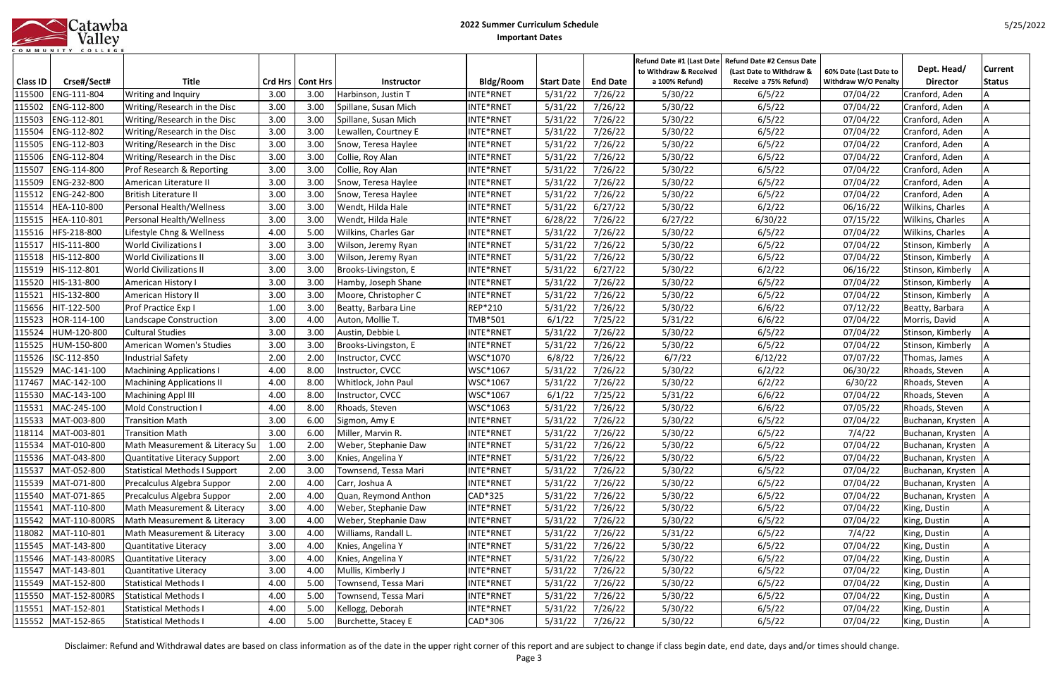# 2022 Summer Curriculum Schedule

## Important Dates

| Class ID | Crse#/Sect# | Title | Crd Hrs | Cont Hrs | Instructor | Bldg/Room | Start Date | End Date | Refund Date #1 (Last Date to Withdraw & Received a 100% Refund) | Refund Date #2 Census Date (Last Date to Withdraw & Receive a 75% Refund) | 60% Date (Last Date to Withdraw W/O Penalty | Dept. Head/ Director | Current Status |
|---|---|---|---|---|---|---|---|---|---|---|---|---|---|
| 115500 | ENG-111-804 | Writing and Inquiry | 3.00 | 3.00 | Harbinson, Justin T | INTE*RNET | 5/31/22 | 7/26/22 | 5/30/22 | 6/5/22 | 07/04/22 | Cranford, Aden | A |
| 115502 | ENG-112-800 | Writing/Research in the Disc | 3.00 | 3.00 | Spillane, Susan Mich | INTE*RNET | 5/31/22 | 7/26/22 | 5/30/22 | 6/5/22 | 07/04/22 | Cranford, Aden | A |
| 115503 | ENG-112-801 | Writing/Research in the Disc | 3.00 | 3.00 | Spillane, Susan Mich | INTE*RNET | 5/31/22 | 7/26/22 | 5/30/22 | 6/5/22 | 07/04/22 | Cranford, Aden | A |
| 115504 | ENG-112-802 | Writing/Research in the Disc | 3.00 | 3.00 | Lewallen, Courtney E | INTE*RNET | 5/31/22 | 7/26/22 | 5/30/22 | 6/5/22 | 07/04/22 | Cranford, Aden | A |
| 115505 | ENG-112-803 | Writing/Research in the Disc | 3.00 | 3.00 | Snow, Teresa Haylee | INTE*RNET | 5/31/22 | 7/26/22 | 5/30/22 | 6/5/22 | 07/04/22 | Cranford, Aden | A |
| 115506 | ENG-112-804 | Writing/Research in the Disc | 3.00 | 3.00 | Collie, Roy Alan | INTE*RNET | 5/31/22 | 7/26/22 | 5/30/22 | 6/5/22 | 07/04/22 | Cranford, Aden | A |
| 115507 | ENG-114-800 | Prof Research & Reporting | 3.00 | 3.00 | Collie, Roy Alan | INTE*RNET | 5/31/22 | 7/26/22 | 5/30/22 | 6/5/22 | 07/04/22 | Cranford, Aden | A |
| 115509 | ENG-232-800 | American Literature II | 3.00 | 3.00 | Snow, Teresa Haylee | INTE*RNET | 5/31/22 | 7/26/22 | 5/30/22 | 6/5/22 | 07/04/22 | Cranford, Aden | A |
| 115512 | ENG-242-800 | British Literature II | 3.00 | 3.00 | Snow, Teresa Haylee | INTE*RNET | 5/31/22 | 7/26/22 | 5/30/22 | 6/5/22 | 07/04/22 | Cranford, Aden | A |
| 115514 | HEA-110-800 | Personal Health/Wellness | 3.00 | 3.00 | Wendt, Hilda Hale | INTE*RNET | 5/31/22 | 6/27/22 | 5/30/22 | 6/2/22 | 06/16/22 | Wilkins, Charles | A |
| 115515 | HEA-110-801 | Personal Health/Wellness | 3.00 | 3.00 | Wendt, Hilda Hale | INTE*RNET | 6/28/22 | 7/26/22 | 6/27/22 | 6/30/22 | 07/15/22 | Wilkins, Charles | A |
| 115516 | HFS-218-800 | Lifestyle Chng & Wellness | 4.00 | 5.00 | Wilkins, Charles Gar | INTE*RNET | 5/31/22 | 7/26/22 | 5/30/22 | 6/5/22 | 07/04/22 | Wilkins, Charles | A |
| 115517 | HIS-111-800 | World Civilizations I | 3.00 | 3.00 | Wilson, Jeremy Ryan | INTE*RNET | 5/31/22 | 7/26/22 | 5/30/22 | 6/5/22 | 07/04/22 | Stinson, Kimberly | A |
| 115518 | HIS-112-800 | World Civilizations II | 3.00 | 3.00 | Wilson, Jeremy Ryan | INTE*RNET | 5/31/22 | 7/26/22 | 5/30/22 | 6/5/22 | 07/04/22 | Stinson, Kimberly | A |
| 115519 | HIS-112-801 | World Civilizations II | 3.00 | 3.00 | Brooks-Livingston, E | INTE*RNET | 5/31/22 | 6/27/22 | 5/30/22 | 6/2/22 | 06/16/22 | Stinson, Kimberly | A |
| 115520 | HIS-131-800 | American History I | 3.00 | 3.00 | Hamby, Joseph Shane | INTE*RNET | 5/31/22 | 7/26/22 | 5/30/22 | 6/5/22 | 07/04/22 | Stinson, Kimberly | A |
| 115521 | HIS-132-800 | American History II | 3.00 | 3.00 | Moore, Christopher C | INTE*RNET | 5/31/22 | 7/26/22 | 5/30/22 | 6/5/22 | 07/04/22 | Stinson, Kimberly | A |
| 115656 | HIT-122-500 | Prof Practice Exp I | 1.00 | 3.00 | Beatty, Barbara Line | REP*210 | 5/31/22 | 7/26/22 | 5/30/22 | 6/6/22 | 07/12/22 | Beatty, Barbara | A |
| 115523 | HOR-114-100 | Landscape Construction | 3.00 | 4.00 | Auton, Mollie T. | TMB*501 | 6/1/22 | 7/25/22 | 5/31/22 | 6/6/22 | 07/04/22 | Morris, David | A |
| 115524 | HUM-120-800 | Cultural Studies | 3.00 | 3.00 | Austin, Debbie L | INTE*RNET | 5/31/22 | 7/26/22 | 5/30/22 | 6/5/22 | 07/04/22 | Stinson, Kimberly | A |
| 115525 | HUM-150-800 | American Women's Studies | 3.00 | 3.00 | Brooks-Livingston, E | INTE*RNET | 5/31/22 | 7/26/22 | 5/30/22 | 6/5/22 | 07/04/22 | Stinson, Kimberly | A |
| 115526 | ISC-112-850 | Industrial Safety | 2.00 | 2.00 | Instructor, CVCC | WSC*1070 | 6/8/22 | 7/26/22 | 6/7/22 | 6/12/22 | 07/07/22 | Thomas, James | A |
| 115529 | MAC-141-100 | Machining Applications I | 4.00 | 8.00 | Instructor, CVCC | WSC*1067 | 5/31/22 | 7/26/22 | 5/30/22 | 6/2/22 | 06/30/22 | Rhoads, Steven | A |
| 117467 | MAC-142-100 | Machining Applications II | 4.00 | 8.00 | Whitlock, John Paul | WSC*1067 | 5/31/22 | 7/26/22 | 5/30/22 | 6/2/22 | 6/30/22 | Rhoads, Steven | A |
| 115530 | MAC-143-100 | Machining Appl III | 4.00 | 8.00 | Instructor, CVCC | WSC*1067 | 6/1/22 | 7/25/22 | 5/31/22 | 6/6/22 | 07/04/22 | Rhoads, Steven | A |
| 115531 | MAC-245-100 | Mold Construction I | 4.00 | 8.00 | Rhoads, Steven | WSC*1063 | 5/31/22 | 7/26/22 | 5/30/22 | 6/6/22 | 07/05/22 | Rhoads, Steven | A |
| 115533 | MAT-003-800 | Transition Math | 3.00 | 6.00 | Sigmon, Amy E | INTE*RNET | 5/31/22 | 7/26/22 | 5/30/22 | 6/5/22 | 07/04/22 | Buchanan, Krysten | A |
| 118114 | MAT-003-801 | Transition Math | 3.00 | 6.00 | Miller, Marvin R. | INTE*RNET | 5/31/22 | 7/26/22 | 5/30/22 | 6/5/22 | 7/4/22 | Buchanan, Krysten | A |
| 115534 | MAT-010-800 | Math Measurement & Literacy Su | 1.00 | 2.00 | Weber, Stephanie Daw | INTE*RNET | 5/31/22 | 7/26/22 | 5/30/22 | 6/5/22 | 07/04/22 | Buchanan, Krysten | A |
| 115536 | MAT-043-800 | Quantitative Literacy Support | 2.00 | 3.00 | Knies, Angelina Y | INTE*RNET | 5/31/22 | 7/26/22 | 5/30/22 | 6/5/22 | 07/04/22 | Buchanan, Krysten | A |
| 115537 | MAT-052-800 | Statistical Methods I Support | 2.00 | 3.00 | Townsend, Tessa Mari | INTE*RNET | 5/31/22 | 7/26/22 | 5/30/22 | 6/5/22 | 07/04/22 | Buchanan, Krysten | A |
| 115539 | MAT-071-800 | Precalculus Algebra Suppor | 2.00 | 4.00 | Carr, Joshua A | INTE*RNET | 5/31/22 | 7/26/22 | 5/30/22 | 6/5/22 | 07/04/22 | Buchanan, Krysten | A |
| 115540 | MAT-071-865 | Precalculus Algebra Suppor | 2.00 | 4.00 | Quan, Reymond Anthon | CAD*325 | 5/31/22 | 7/26/22 | 5/30/22 | 6/5/22 | 07/04/22 | Buchanan, Krysten | A |
| 115541 | MAT-110-800 | Math Measurement & Literacy | 3.00 | 4.00 | Weber, Stephanie Daw | INTE*RNET | 5/31/22 | 7/26/22 | 5/30/22 | 6/5/22 | 07/04/22 | King, Dustin | A |
| 115542 | MAT-110-800RS | Math Measurement & Literacy | 3.00 | 4.00 | Weber, Stephanie Daw | INTE*RNET | 5/31/22 | 7/26/22 | 5/30/22 | 6/5/22 | 07/04/22 | King, Dustin | A |
| 118082 | MAT-110-801 | Math Measurement & Literacy | 3.00 | 4.00 | Williams, Randall L. | INTE*RNET | 5/31/22 | 7/26/22 | 5/31/22 | 6/5/22 | 7/4/22 | King, Dustin | A |
| 115545 | MAT-143-800 | Quantitative Literacy | 3.00 | 4.00 | Knies, Angelina Y | INTE*RNET | 5/31/22 | 7/26/22 | 5/30/22 | 6/5/22 | 07/04/22 | King, Dustin | A |
| 115546 | MAT-143-800RS | Quantitative Literacy | 3.00 | 4.00 | Knies, Angelina Y | INTE*RNET | 5/31/22 | 7/26/22 | 5/30/22 | 6/5/22 | 07/04/22 | King, Dustin | A |
| 115547 | MAT-143-801 | Quantitative Literacy | 3.00 | 4.00 | Mullis, Kimberly J | INTE*RNET | 5/31/22 | 7/26/22 | 5/30/22 | 6/5/22 | 07/04/22 | King, Dustin | A |
| 115549 | MAT-152-800 | Statistical Methods I | 4.00 | 5.00 | Townsend, Tessa Mari | INTE*RNET | 5/31/22 | 7/26/22 | 5/30/22 | 6/5/22 | 07/04/22 | King, Dustin | A |
| 115550 | MAT-152-800RS | Statistical Methods I | 4.00 | 5.00 | Townsend, Tessa Mari | INTE*RNET | 5/31/22 | 7/26/22 | 5/30/22 | 6/5/22 | 07/04/22 | King, Dustin | A |
| 115551 | MAT-152-801 | Statistical Methods I | 4.00 | 5.00 | Kellogg, Deborah | INTE*RNET | 5/31/22 | 7/26/22 | 5/30/22 | 6/5/22 | 07/04/22 | King, Dustin | A |
| 115552 | MAT-152-865 | Statistical Methods I | 4.00 | 5.00 | Burchette, Stacey E | CAD*306 | 5/31/22 | 7/26/22 | 5/30/22 | 6/5/22 | 07/04/22 | King, Dustin | A |

Disclaimer: Refund and Withdrawal dates are based on class information as of the date in the upper right corner of this report and are subject to change if class begin date, end date, days and/or times should change.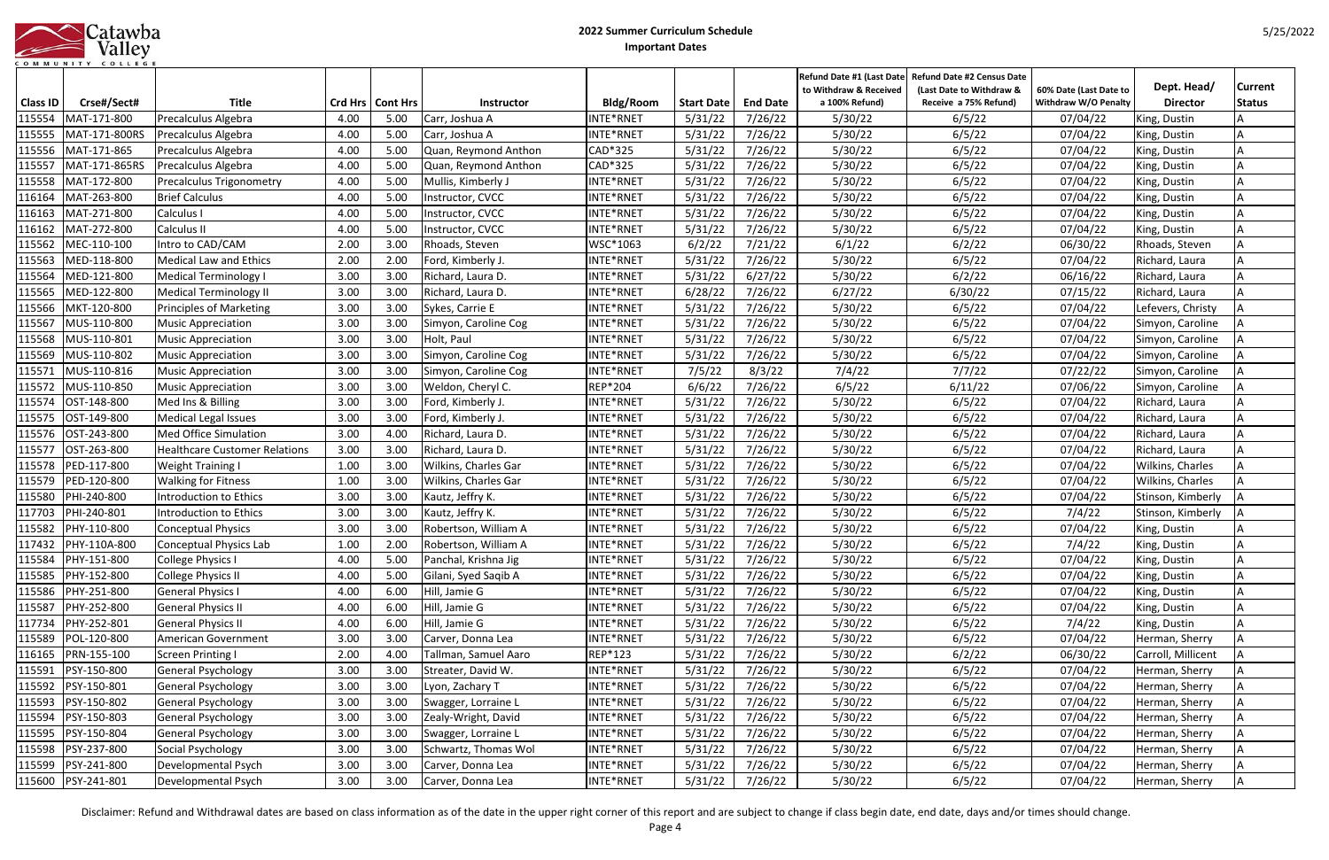# 2022 Summer Curriculum Schedule

## Important Dates

| Class ID | Crse#/Sect# | Title | Crd Hrs | Cont Hrs | Instructor | Bldg/Room | Start Date | End Date | Refund Date #1 (Last Date to Withdraw & Received a 100% Refund) | Refund Date #2 Census Date (Last Date to Withdraw & Receive a 75% Refund) | 60% Date (Last Date to Withdraw W/O Penalty | Dept. Head/ Director | Current Status |
|---|---|---|---|---|---|---|---|---|---|---|---|---|---|
| 115554 | MAT-171-800 | Precalculus Algebra | 4.00 | 5.00 | Carr, Joshua A | INTE*RNET | 5/31/22 | 7/26/22 | 5/30/22 | 6/5/22 | 07/04/22 | King, Dustin | A |
| 115555 | MAT-171-800RS | Precalculus Algebra | 4.00 | 5.00 | Carr, Joshua A | INTE*RNET | 5/31/22 | 7/26/22 | 5/30/22 | 6/5/22 | 07/04/22 | King, Dustin | A |
| 115556 | MAT-171-865 | Precalculus Algebra | 4.00 | 5.00 | Quan, Reymond Anthon | CAD*325 | 5/31/22 | 7/26/22 | 5/30/22 | 6/5/22 | 07/04/22 | King, Dustin | A |
| 115557 | MAT-171-865RS | Precalculus Algebra | 4.00 | 5.00 | Quan, Reymond Anthon | CAD*325 | 5/31/22 | 7/26/22 | 5/30/22 | 6/5/22 | 07/04/22 | King, Dustin | A |
| 115558 | MAT-172-800 | Precalculus Trigonometry | 4.00 | 5.00 | Mullis, Kimberly J | INTE*RNET | 5/31/22 | 7/26/22 | 5/30/22 | 6/5/22 | 07/04/22 | King, Dustin | A |
| 116164 | MAT-263-800 | Brief Calculus | 4.00 | 5.00 | Instructor, CVCC | INTE*RNET | 5/31/22 | 7/26/22 | 5/30/22 | 6/5/22 | 07/04/22 | King, Dustin | A |
| 116163 | MAT-271-800 | Calculus I | 4.00 | 5.00 | Instructor, CVCC | INTE*RNET | 5/31/22 | 7/26/22 | 5/30/22 | 6/5/22 | 07/04/22 | King, Dustin | A |
| 116162 | MAT-272-800 | Calculus II | 4.00 | 5.00 | Instructor, CVCC | INTE*RNET | 5/31/22 | 7/26/22 | 5/30/22 | 6/5/22 | 07/04/22 | King, Dustin | A |
| 115562 | MEC-110-100 | Intro to CAD/CAM | 2.00 | 3.00 | Rhoads, Steven | WSC*1063 | 6/2/22 | 7/21/22 | 6/1/22 | 6/2/22 | 06/30/22 | Rhoads, Steven | A |
| 115563 | MED-118-800 | Medical Law and Ethics | 2.00 | 2.00 | Ford, Kimberly J. | INTE*RNET | 5/31/22 | 7/26/22 | 5/30/22 | 6/5/22 | 07/04/22 | Richard, Laura | A |
| 115564 | MED-121-800 | Medical Terminology I | 3.00 | 3.00 | Richard, Laura D. | INTE*RNET | 5/31/22 | 6/27/22 | 5/30/22 | 6/2/22 | 06/16/22 | Richard, Laura | A |
| 115565 | MED-122-800 | Medical Terminology II | 3.00 | 3.00 | Richard, Laura D. | INTE*RNET | 6/28/22 | 7/26/22 | 6/27/22 | 6/30/22 | 07/15/22 | Richard, Laura | A |
| 115566 | MKT-120-800 | Principles of Marketing | 3.00 | 3.00 | Sykes, Carrie E | INTE*RNET | 5/31/22 | 7/26/22 | 5/30/22 | 6/5/22 | 07/04/22 | Lefevers, Christy | A |
| 115567 | MUS-110-800 | Music Appreciation | 3.00 | 3.00 | Simyon, Caroline Cog | INTE*RNET | 5/31/22 | 7/26/22 | 5/30/22 | 6/5/22 | 07/04/22 | Simyon, Caroline | A |
| 115568 | MUS-110-801 | Music Appreciation | 3.00 | 3.00 | Holt, Paul | INTE*RNET | 5/31/22 | 7/26/22 | 5/30/22 | 6/5/22 | 07/04/22 | Simyon, Caroline | A |
| 115569 | MUS-110-802 | Music Appreciation | 3.00 | 3.00 | Simyon, Caroline Cog | INTE*RNET | 5/31/22 | 7/26/22 | 5/30/22 | 6/5/22 | 07/04/22 | Simyon, Caroline | A |
| 115571 | MUS-110-816 | Music Appreciation | 3.00 | 3.00 | Simyon, Caroline Cog | INTE*RNET | 7/5/22 | 8/3/22 | 7/4/22 | 7/7/22 | 07/22/22 | Simyon, Caroline | A |
| 115572 | MUS-110-850 | Music Appreciation | 3.00 | 3.00 | Weldon, Cheryl C. | REP*204 | 6/6/22 | 7/26/22 | 6/5/22 | 6/11/22 | 07/06/22 | Simyon, Caroline | A |
| 115574 | OST-148-800 | Med Ins & Billing | 3.00 | 3.00 | Ford, Kimberly J. | INTE*RNET | 5/31/22 | 7/26/22 | 5/30/22 | 6/5/22 | 07/04/22 | Richard, Laura | A |
| 115575 | OST-149-800 | Medical Legal Issues | 3.00 | 3.00 | Ford, Kimberly J. | INTE*RNET | 5/31/22 | 7/26/22 | 5/30/22 | 6/5/22 | 07/04/22 | Richard, Laura | A |
| 115576 | OST-243-800 | Med Office Simulation | 3.00 | 4.00 | Richard, Laura D. | INTE*RNET | 5/31/22 | 7/26/22 | 5/30/22 | 6/5/22 | 07/04/22 | Richard, Laura | A |
| 115577 | OST-263-800 | Healthcare Customer Relations | 3.00 | 3.00 | Richard, Laura D. | INTE*RNET | 5/31/22 | 7/26/22 | 5/30/22 | 6/5/22 | 07/04/22 | Richard, Laura | A |
| 115578 | PED-117-800 | Weight Training I | 1.00 | 3.00 | Wilkins, Charles Gar | INTE*RNET | 5/31/22 | 7/26/22 | 5/30/22 | 6/5/22 | 07/04/22 | Wilkins, Charles | A |
| 115579 | PED-120-800 | Walking for Fitness | 1.00 | 3.00 | Wilkins, Charles Gar | INTE*RNET | 5/31/22 | 7/26/22 | 5/30/22 | 6/5/22 | 07/04/22 | Wilkins, Charles | A |
| 115580 | PHI-240-800 | Introduction to Ethics | 3.00 | 3.00 | Kautz, Jeffry K. | INTE*RNET | 5/31/22 | 7/26/22 | 5/30/22 | 6/5/22 | 07/04/22 | Stinson, Kimberly | A |
| 117703 | PHI-240-801 | Introduction to Ethics | 3.00 | 3.00 | Kautz, Jeffry K. | INTE*RNET | 5/31/22 | 7/26/22 | 5/30/22 | 6/5/22 | 7/4/22 | Stinson, Kimberly | A |
| 115582 | PHY-110-800 | Conceptual Physics | 3.00 | 3.00 | Robertson, William A | INTE*RNET | 5/31/22 | 7/26/22 | 5/30/22 | 6/5/22 | 07/04/22 | King, Dustin | A |
| 117432 | PHY-110A-800 | Conceptual Physics Lab | 1.00 | 2.00 | Robertson, William A | INTE*RNET | 5/31/22 | 7/26/22 | 5/30/22 | 6/5/22 | 7/4/22 | King, Dustin | A |
| 115584 | PHY-151-800 | College Physics I | 4.00 | 5.00 | Panchal, Krishna Jig | INTE*RNET | 5/31/22 | 7/26/22 | 5/30/22 | 6/5/22 | 07/04/22 | King, Dustin | A |
| 115585 | PHY-152-800 | College Physics II | 4.00 | 5.00 | Gilani, Syed Saqib A | INTE*RNET | 5/31/22 | 7/26/22 | 5/30/22 | 6/5/22 | 07/04/22 | King, Dustin | A |
| 115586 | PHY-251-800 | General Physics I | 4.00 | 6.00 | Hill, Jamie G | INTE*RNET | 5/31/22 | 7/26/22 | 5/30/22 | 6/5/22 | 07/04/22 | King, Dustin | A |
| 115587 | PHY-252-800 | General Physics II | 4.00 | 6.00 | Hill, Jamie G | INTE*RNET | 5/31/22 | 7/26/22 | 5/30/22 | 6/5/22 | 07/04/22 | King, Dustin | A |
| 117734 | PHY-252-801 | General Physics II | 4.00 | 6.00 | Hill, Jamie G | INTE*RNET | 5/31/22 | 7/26/22 | 5/30/22 | 6/5/22 | 7/4/22 | King, Dustin | A |
| 115589 | POL-120-800 | American Government | 3.00 | 3.00 | Carver, Donna Lea | INTE*RNET | 5/31/22 | 7/26/22 | 5/30/22 | 6/5/22 | 07/04/22 | Herman, Sherry | A |
| 116165 | PRN-155-100 | Screen Printing I | 2.00 | 4.00 | Tallman, Samuel Aaro | REP*123 | 5/31/22 | 7/26/22 | 5/30/22 | 6/2/22 | 06/30/22 | Carroll, Millicent | A |
| 115591 | PSY-150-800 | General Psychology | 3.00 | 3.00 | Streater, David W. | INTE*RNET | 5/31/22 | 7/26/22 | 5/30/22 | 6/5/22 | 07/04/22 | Herman, Sherry | A |
| 115592 | PSY-150-801 | General Psychology | 3.00 | 3.00 | Lyon, Zachary T | INTE*RNET | 5/31/22 | 7/26/22 | 5/30/22 | 6/5/22 | 07/04/22 | Herman, Sherry | A |
| 115593 | PSY-150-802 | General Psychology | 3.00 | 3.00 | Swagger, Lorraine L | INTE*RNET | 5/31/22 | 7/26/22 | 5/30/22 | 6/5/22 | 07/04/22 | Herman, Sherry | A |
| 115594 | PSY-150-803 | General Psychology | 3.00 | 3.00 | Zealy-Wright, David | INTE*RNET | 5/31/22 | 7/26/22 | 5/30/22 | 6/5/22 | 07/04/22 | Herman, Sherry | A |
| 115595 | PSY-150-804 | General Psychology | 3.00 | 3.00 | Swagger, Lorraine L | INTE*RNET | 5/31/22 | 7/26/22 | 5/30/22 | 6/5/22 | 07/04/22 | Herman, Sherry | A |
| 115598 | PSY-237-800 | Social Psychology | 3.00 | 3.00 | Schwartz, Thomas Wol | INTE*RNET | 5/31/22 | 7/26/22 | 5/30/22 | 6/5/22 | 07/04/22 | Herman, Sherry | A |
| 115599 | PSY-241-800 | Developmental Psych | 3.00 | 3.00 | Carver, Donna Lea | INTE*RNET | 5/31/22 | 7/26/22 | 5/30/22 | 6/5/22 | 07/04/22 | Herman, Sherry | A |
| 115600 | PSY-241-801 | Developmental Psych | 3.00 | 3.00 | Carver, Donna Lea | INTE*RNET | 5/31/22 | 7/26/22 | 5/30/22 | 6/5/22 | 07/04/22 | Herman, Sherry | A |

Disclaimer: Refund and Withdrawal dates are based on class information as of the date in the upper right corner of this report and are subject to change if class begin date, end date, days and/or times should change.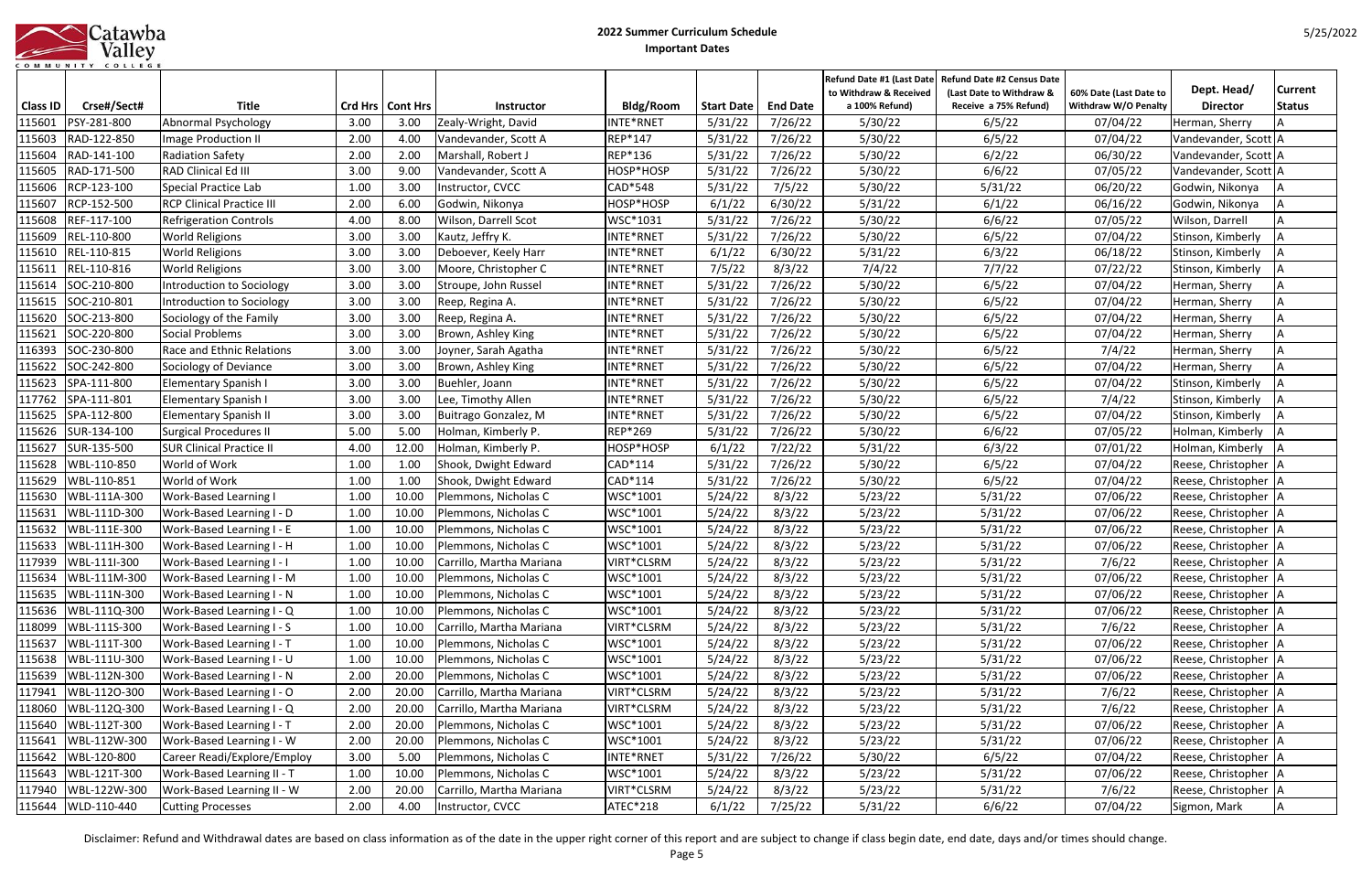# 2022 Summer Curriculum Schedule

## Important Dates

| Class ID | Crse#/Sect# | Title | Crd Hrs | Cont Hrs | Instructor | Bldg/Room | Start Date | End Date | Refund Date #1 (Last Date to Withdraw & Received a 100% Refund) | Refund Date #2 Census Date (Last Date to Withdraw & Receive a 75% Refund) | 60% Date (Last Date to Withdraw W/O Penalty | Dept. Head/ Director | Current Status |
|---|---|---|---|---|---|---|---|---|---|---|---|---|---|
| 115601 | PSY-281-800 | Abnormal Psychology | 3.00 | 3.00 | Zealy-Wright, David | INTE*RNET | 5/31/22 | 7/26/22 | 5/30/22 | 6/5/22 | 07/04/22 | Herman, Sherry | A |
| 115603 | RAD-122-850 | Image Production II | 2.00 | 4.00 | Vandevander, Scott A | REP*147 | 5/31/22 | 7/26/22 | 5/30/22 | 6/5/22 | 07/04/22 | Vandevander, Scott | A |
| 115604 | RAD-141-100 | Radiation Safety | 2.00 | 2.00 | Marshall, Robert J | REP*136 | 5/31/22 | 7/26/22 | 5/30/22 | 6/2/22 | 06/30/22 | Vandevander, Scott | A |
| 115605 | RAD-171-500 | RAD Clinical Ed III | 3.00 | 9.00 | Vandevander, Scott A | HOSP*HOSP | 5/31/22 | 7/26/22 | 5/30/22 | 6/6/22 | 07/05/22 | Vandevander, Scott | A |
| 115606 | RCP-123-100 | Special Practice Lab | 1.00 | 3.00 | Instructor, CVCC | CAD*548 | 5/31/22 | 7/5/22 | 5/30/22 | 5/31/22 | 06/20/22 | Godwin, Nikonya | A |
| 115607 | RCP-152-500 | RCP Clinical Practice III | 2.00 | 6.00 | Godwin, Nikonya | HOSP*HOSP | 6/1/22 | 6/30/22 | 5/31/22 | 6/1/22 | 06/16/22 | Godwin, Nikonya | A |
| 115608 | REF-117-100 | Refrigeration Controls | 4.00 | 8.00 | Wilson, Darrell Scot | WSC*1031 | 5/31/22 | 7/26/22 | 5/30/22 | 6/6/22 | 07/05/22 | Wilson, Darrell | A |
| 115609 | REL-110-800 | World Religions | 3.00 | 3.00 | Kautz, Jeffry K. | INTE*RNET | 5/31/22 | 7/26/22 | 5/30/22 | 6/5/22 | 07/04/22 | Stinson, Kimberly | A |
| 115610 | REL-110-815 | World Religions | 3.00 | 3.00 | Deboever, Keely Harr | INTE*RNET | 6/1/22 | 6/30/22 | 5/31/22 | 6/3/22 | 06/18/22 | Stinson, Kimberly | A |
| 115611 | REL-110-816 | World Religions | 3.00 | 3.00 | Moore, Christopher C | INTE*RNET | 7/5/22 | 8/3/22 | 7/4/22 | 7/7/22 | 07/22/22 | Stinson, Kimberly | A |
| 115614 | SOC-210-800 | Introduction to Sociology | 3.00 | 3.00 | Stroupe, John Russel | INTE*RNET | 5/31/22 | 7/26/22 | 5/30/22 | 6/5/22 | 07/04/22 | Herman, Sherry | A |
| 115615 | SOC-210-801 | Introduction to Sociology | 3.00 | 3.00 | Reep, Regina A. | INTE*RNET | 5/31/22 | 7/26/22 | 5/30/22 | 6/5/22 | 07/04/22 | Herman, Sherry | A |
| 115620 | SOC-213-800 | Sociology of the Family | 3.00 | 3.00 | Reep, Regina A. | INTE*RNET | 5/31/22 | 7/26/22 | 5/30/22 | 6/5/22 | 07/04/22 | Herman, Sherry | A |
| 115621 | SOC-220-800 | Social Problems | 3.00 | 3.00 | Brown, Ashley King | INTE*RNET | 5/31/22 | 7/26/22 | 5/30/22 | 6/5/22 | 07/04/22 | Herman, Sherry | A |
| 116393 | SOC-230-800 | Race and Ethnic Relations | 3.00 | 3.00 | Joyner, Sarah Agatha | INTE*RNET | 5/31/22 | 7/26/22 | 5/30/22 | 6/5/22 | 7/4/22 | Herman, Sherry | A |
| 115622 | SOC-242-800 | Sociology of Deviance | 3.00 | 3.00 | Brown, Ashley King | INTE*RNET | 5/31/22 | 7/26/22 | 5/30/22 | 6/5/22 | 07/04/22 | Herman, Sherry | A |
| 115623 | SPA-111-800 | Elementary Spanish I | 3.00 | 3.00 | Buehler, Joann | INTE*RNET | 5/31/22 | 7/26/22 | 5/30/22 | 6/5/22 | 07/04/22 | Stinson, Kimberly | A |
| 117762 | SPA-111-801 | Elementary Spanish I | 3.00 | 3.00 | Lee, Timothy Allen | INTE*RNET | 5/31/22 | 7/26/22 | 5/30/22 | 6/5/22 | 7/4/22 | Stinson, Kimberly | A |
| 115625 | SPA-112-800 | Elementary Spanish II | 3.00 | 3.00 | Buitrago Gonzalez, M | INTE*RNET | 5/31/22 | 7/26/22 | 5/30/22 | 6/5/22 | 07/04/22 | Stinson, Kimberly | A |
| 115626 | SUR-134-100 | Surgical Procedures II | 5.00 | 5.00 | Holman, Kimberly P. | REP*269 | 5/31/22 | 7/26/22 | 5/30/22 | 6/6/22 | 07/05/22 | Holman, Kimberly | A |
| 115627 | SUR-135-500 | SUR Clinical Practice II | 4.00 | 12.00 | Holman, Kimberly P. | HOSP*HOSP | 6/1/22 | 7/22/22 | 5/31/22 | 6/3/22 | 07/01/22 | Holman, Kimberly | A |
| 115628 | WBL-110-850 | World of Work | 1.00 | 1.00 | Shook, Dwight Edward | CAD*114 | 5/31/22 | 7/26/22 | 5/30/22 | 6/5/22 | 07/04/22 | Reese, Christopher | A |
| 115629 | WBL-110-851 | World of Work | 1.00 | 1.00 | Shook, Dwight Edward | CAD*114 | 5/31/22 | 7/26/22 | 5/30/22 | 6/5/22 | 07/04/22 | Reese, Christopher | A |
| 115630 | WBL-111A-300 | Work-Based Learning I | 1.00 | 10.00 | Plemmons, Nicholas C | WSC*1001 | 5/24/22 | 8/3/22 | 5/23/22 | 5/31/22 | 07/06/22 | Reese, Christopher | A |
| 115631 | WBL-111D-300 | Work-Based Learning I - D | 1.00 | 10.00 | Plemmons, Nicholas C | WSC*1001 | 5/24/22 | 8/3/22 | 5/23/22 | 5/31/22 | 07/06/22 | Reese, Christopher | A |
| 115632 | WBL-111E-300 | Work-Based Learning I - E | 1.00 | 10.00 | Plemmons, Nicholas C | WSC*1001 | 5/24/22 | 8/3/22 | 5/23/22 | 5/31/22 | 07/06/22 | Reese, Christopher | A |
| 115633 | WBL-111H-300 | Work-Based Learning I - H | 1.00 | 10.00 | Plemmons, Nicholas C | WSC*1001 | 5/24/22 | 8/3/22 | 5/23/22 | 5/31/22 | 07/06/22 | Reese, Christopher | A |
| 117939 | WBL-111I-300 | Work-Based Learning I - I | 1.00 | 10.00 | Carrillo, Martha Mariana | VIRT*CLSRM | 5/24/22 | 8/3/22 | 5/23/22 | 5/31/22 | 7/6/22 | Reese, Christopher | A |
| 115634 | WBL-111M-300 | Work-Based Learning I - M | 1.00 | 10.00 | Plemmons, Nicholas C | WSC*1001 | 5/24/22 | 8/3/22 | 5/23/22 | 5/31/22 | 07/06/22 | Reese, Christopher | A |
| 115635 | WBL-111N-300 | Work-Based Learning I - N | 1.00 | 10.00 | Plemmons, Nicholas C | WSC*1001 | 5/24/22 | 8/3/22 | 5/23/22 | 5/31/22 | 07/06/22 | Reese, Christopher | A |
| 115636 | WBL-111Q-300 | Work-Based Learning I - Q | 1.00 | 10.00 | Plemmons, Nicholas C | WSC*1001 | 5/24/22 | 8/3/22 | 5/23/22 | 5/31/22 | 07/06/22 | Reese, Christopher | A |
| 118099 | WBL-111S-300 | Work-Based Learning I - S | 1.00 | 10.00 | Carrillo, Martha Mariana | VIRT*CLSRM | 5/24/22 | 8/3/22 | 5/23/22 | 5/31/22 | 7/6/22 | Reese, Christopher | A |
| 115637 | WBL-111T-300 | Work-Based Learning I - T | 1.00 | 10.00 | Plemmons, Nicholas C | WSC*1001 | 5/24/22 | 8/3/22 | 5/23/22 | 5/31/22 | 07/06/22 | Reese, Christopher | A |
| 115638 | WBL-111U-300 | Work-Based Learning I - U | 1.00 | 10.00 | Plemmons, Nicholas C | WSC*1001 | 5/24/22 | 8/3/22 | 5/23/22 | 5/31/22 | 07/06/22 | Reese, Christopher | A |
| 115639 | WBL-112N-300 | Work-Based Learning I - N | 2.00 | 20.00 | Plemmons, Nicholas C | WSC*1001 | 5/24/22 | 8/3/22 | 5/23/22 | 5/31/22 | 07/06/22 | Reese, Christopher | A |
| 117941 | WBL-112O-300 | Work-Based Learning I - O | 2.00 | 20.00 | Carrillo, Martha Mariana | VIRT*CLSRM | 5/24/22 | 8/3/22 | 5/23/22 | 5/31/22 | 7/6/22 | Reese, Christopher | A |
| 118060 | WBL-112Q-300 | Work-Based Learning I - Q | 2.00 | 20.00 | Carrillo, Martha Mariana | VIRT*CLSRM | 5/24/22 | 8/3/22 | 5/23/22 | 5/31/22 | 7/6/22 | Reese, Christopher | A |
| 115640 | WBL-112T-300 | Work-Based Learning I - T | 2.00 | 20.00 | Plemmons, Nicholas C | WSC*1001 | 5/24/22 | 8/3/22 | 5/23/22 | 5/31/22 | 07/06/22 | Reese, Christopher | A |
| 115641 | WBL-112W-300 | Work-Based Learning I - W | 2.00 | 20.00 | Plemmons, Nicholas C | WSC*1001 | 5/24/22 | 8/3/22 | 5/23/22 | 5/31/22 | 07/06/22 | Reese, Christopher | A |
| 115642 | WBL-120-800 | Career Readi/Explore/Employ | 3.00 | 5.00 | Plemmons, Nicholas C | INTE*RNET | 5/31/22 | 7/26/22 | 5/30/22 | 6/5/22 | 07/04/22 | Reese, Christopher | A |
| 115643 | WBL-121T-300 | Work-Based Learning II - T | 1.00 | 10.00 | Plemmons, Nicholas C | WSC*1001 | 5/24/22 | 8/3/22 | 5/23/22 | 5/31/22 | 07/06/22 | Reese, Christopher | A |
| 117940 | WBL-122W-300 | Work-Based Learning II - W | 2.00 | 20.00 | Carrillo, Martha Mariana | VIRT*CLSRM | 5/24/22 | 8/3/22 | 5/23/22 | 5/31/22 | 7/6/22 | Reese, Christopher | A |
| 115644 | WLD-110-440 | Cutting Processes | 2.00 | 4.00 | Instructor, CVCC | ATEC*218 | 6/1/22 | 7/25/22 | 5/31/22 | 6/6/22 | 07/04/22 | Sigmon, Mark | A |

Disclaimer: Refund and Withdrawal dates are based on class information as of the date in the upper right corner of this report and are subject to change if class begin date, end date, days and/or times should change.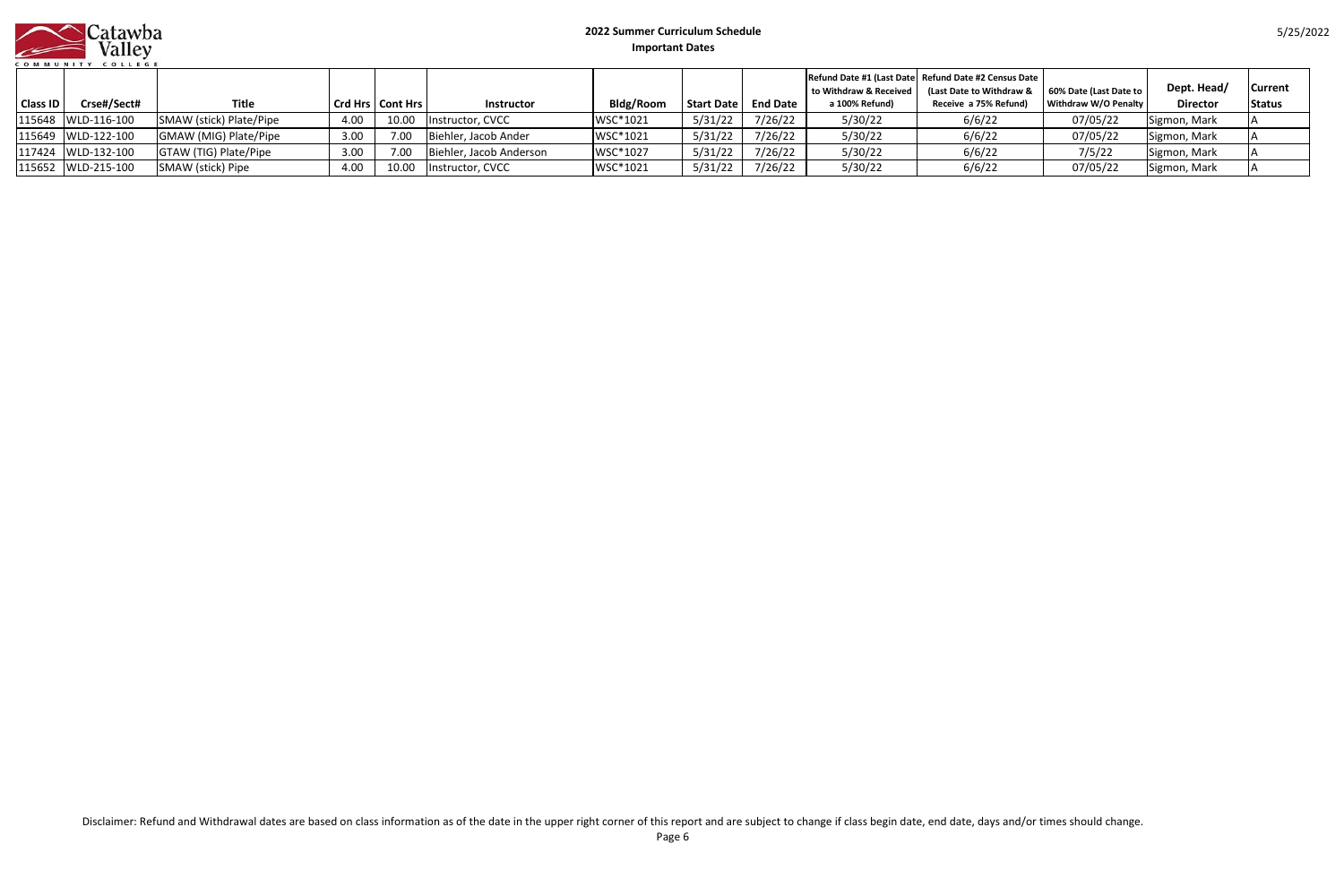**2022 Summer Curriculum Schedule**

**Important Dates**

5/25/2022

| Class ID | Crse#/Sect# | Title | Crd Hrs | Cont Hrs | Instructor | Bldg/Room | Start Date | End Date | Refund Date #1 (Last Date to Withdraw & Received a 100% Refund) | Refund Date #2 Census Date (Last Date to Withdraw & Receive a 75% Refund) | 60% Date (Last Date to Withdraw W/O Penalty | Dept. Head/ Director | Current Status |
|---|---|---|---|---|---|---|---|---|---|---|---|---|---|
| 115648 | WLD-116-100 | SMAW (stick) Plate/Pipe | 4.00 | 10.00 | Instructor, CVCC | WSC*1021 | 5/31/22 | 7/26/22 | 5/30/22 | 6/6/22 | 07/05/22 | Sigmon, Mark | A |
| 115649 | WLD-122-100 | GMAW (MIG) Plate/Pipe | 3.00 | 7.00 | Biehler, Jacob Ander | WSC*1021 | 5/31/22 | 7/26/22 | 5/30/22 | 6/6/22 | 07/05/22 | Sigmon, Mark | A |
| 117424 | WLD-132-100 | GTAW (TIG) Plate/Pipe | 3.00 | 7.00 | Biehler, Jacob Anderson | WSC*1027 | 5/31/22 | 7/26/22 | 5/30/22 | 6/6/22 | 7/5/22 | Sigmon, Mark | A |
| 115652 | WLD-215-100 | SMAW (stick) Pipe | 4.00 | 10.00 | Instructor, CVCC | WSC*1021 | 5/31/22 | 7/26/22 | 5/30/22 | 6/6/22 | 07/05/22 | Sigmon, Mark | A |

Disclaimer: Refund and Withdrawal dates are based on class information as of the date in the upper right corner of this report and are subject to change if class begin date, end date, days and/or times should change.